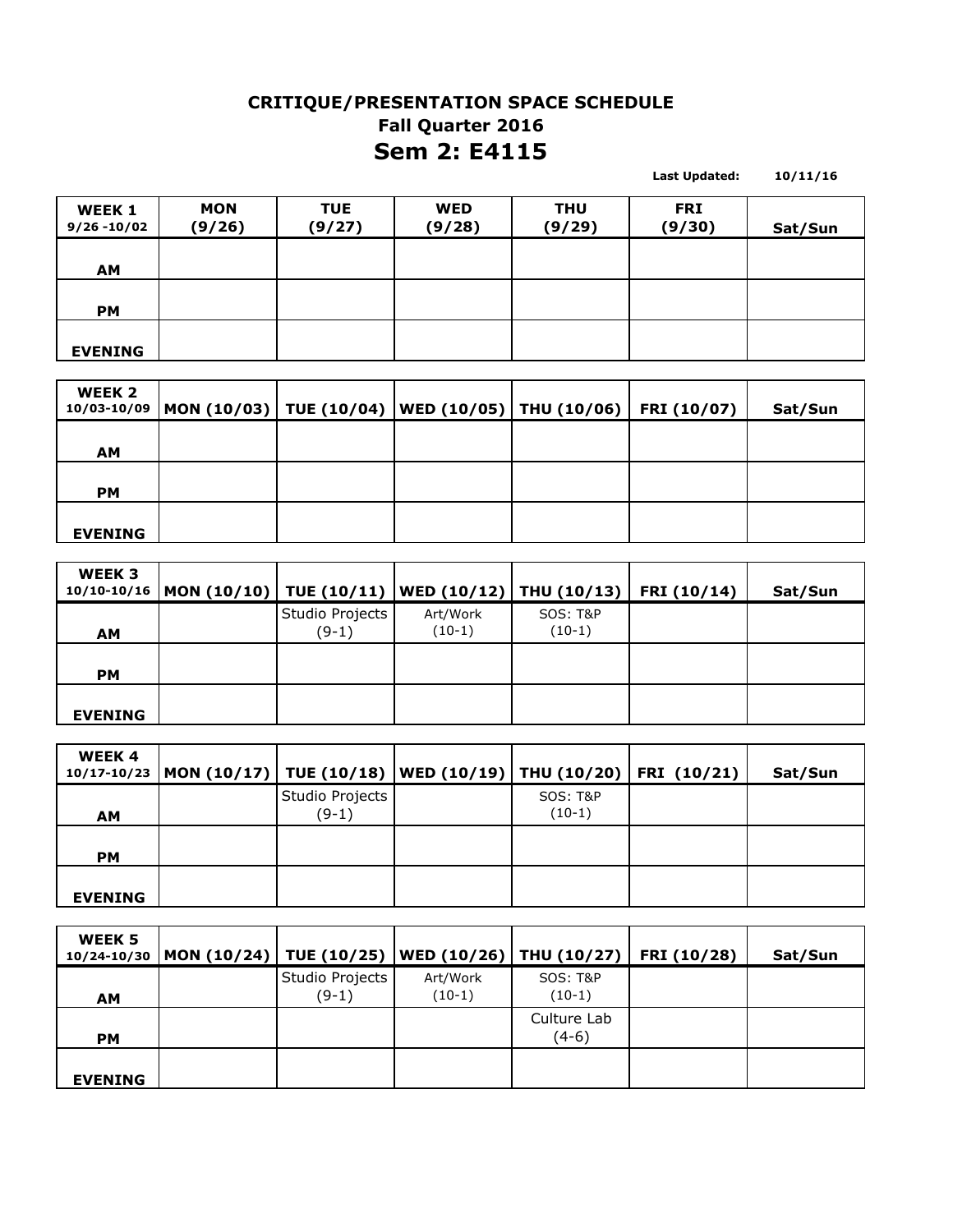# CRITIQUE/PRESENTATION SPACE SCHEDULE

## Fall Quarter 2016

## Sem 2: E4115

**Last Updated:** 10/11/16

| WEEK 1 9/26 -10/02 | MON (9/26) | TUE (9/27) | WED (9/28) | THU (9/29) | FRI (9/30) | Sat/Sun |
|---|---|---|---|---|---|---|
| AM | | | | | | |
| PM | | | | | | |
| EVENING | | | | | | |

| WEEK 2 10/03-10/09 | MON (10/03) | TUE (10/04) | WED (10/05) | THU (10/06) | FRI (10/07) | Sat/Sun |
|---|---|---|---|---|---|---|
| AM | | | | | | |
| PM | | | | | | |
| EVENING | | | | | | |

| WEEK 3 10/10-10/16 | MON (10/10) | TUE (10/11) | WED (10/12) | THU (10/13) | FRI (10/14) | Sat/Sun |
|---|---|---|---|---|---|---|
| AM | | Studio Projects (9-1) | Art/Work (10-1) | SOS: T&P (10-1) | | |
| PM | | | | | | |
| EVENING | | | | | | |

| WEEK 4 10/17-10/23 | MON (10/17) | TUE (10/18) | WED (10/19) | THU (10/20) | FRI (10/21) | Sat/Sun |
|---|---|---|---|---|---|---|
| AM | | Studio Projects (9-1) | | SOS: T&P (10-1) | | |
| PM | | | | | | |
| EVENING | | | | | | |

| WEEK 5 10/24-10/30 | MON (10/24) | TUE (10/25) | WED (10/26) | THU (10/27) | FRI (10/28) | Sat/Sun |
|---|---|---|---|---|---|---|
| AM | | Studio Projects (9-1) | Art/Work (10-1) | SOS: T&P (10-1) | | |
| PM | | | | Culture Lab (4-6) | | |
| EVENING | | | | | | |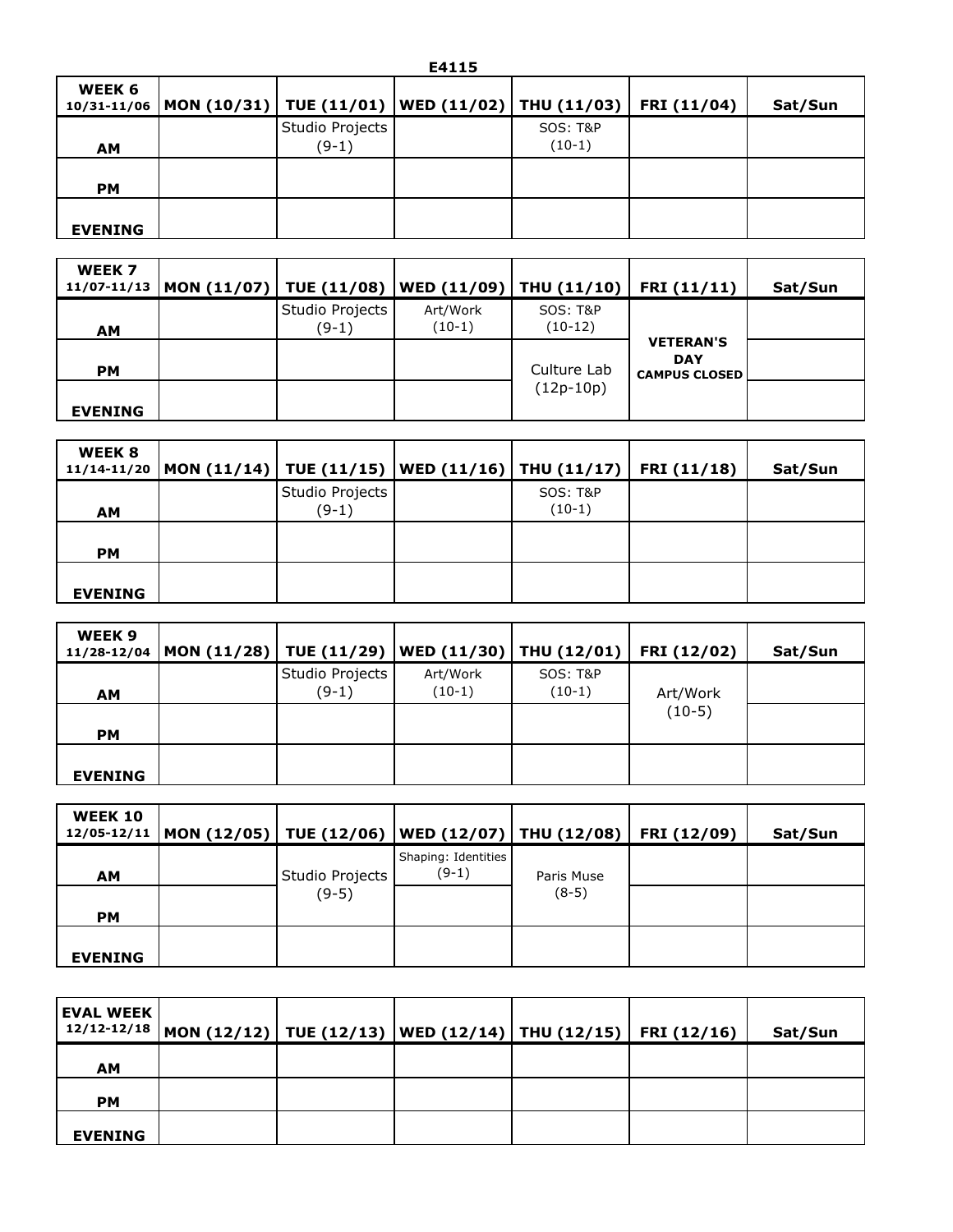**E4115**

| WEEK 6 10/31-11/06 | MON (10/31) | TUE (11/01) | WED (11/02) | THU (11/03) | FRI (11/04) | Sat/Sun |
|---|---|---|---|---|---|---|
| AM | | Studio Projects (9-1) | | SOS: T&P (10-1) | | |
| PM | | | | | | |
| EVENING | | | | | | |

| WEEK 7 11/07-11/13 | MON (11/07) | TUE (11/08) | WED (11/09) | THU (11/10) | FRI (11/11) | Sat/Sun |
|---|---|---|---|---|---|---|
| AM | | Studio Projects (9-1) | Art/Work (10-1) | SOS: T&P (10-12) | **VETERAN'S DAY CAMPUS CLOSED** | |
| PM | | | | Culture Lab (12p-10p) | | |
| EVENING | | | | | | |

| WEEK 8 11/14-11/20 | MON (11/14) | TUE (11/15) | WED (11/16) | THU (11/17) | FRI (11/18) | Sat/Sun |
|---|---|---|---|---|---|---|
| AM | | Studio Projects (9-1) | | SOS: T&P (10-1) | | |
| PM | | | | | | |
| EVENING | | | | | | |

| WEEK 9 11/28-12/04 | MON (11/28) | TUE (11/29) | WED (11/30) | THU (12/01) | FRI (12/02) | Sat/Sun |
|---|---|---|---|---|---|---|
| AM | | Studio Projects (9-1) | Art/Work (10-1) | SOS: T&P (10-1) | Art/Work (10-5) | |
| PM | | | | | | |
| EVENING | | | | | | |

| WEEK 10 12/05-12/11 | MON (12/05) | TUE (12/06) | WED (12/07) | THU (12/08) | FRI (12/09) | Sat/Sun |
|---|---|---|---|---|---|---|
| AM | | Studio Projects (9-5) | Shaping: Identities (9-1) | Paris Muse (8-5) | | |
| PM | | | | | | |
| EVENING | | | | | | |

| EVAL WEEK 12/12-12/18 | MON (12/12) | TUE (12/13) | WED (12/14) | THU (12/15) | FRI (12/16) | Sat/Sun |
|---|---|---|---|---|---|---|
| AM | | | | | | |
| PM | | | | | | |
| EVENING | | | | | | |